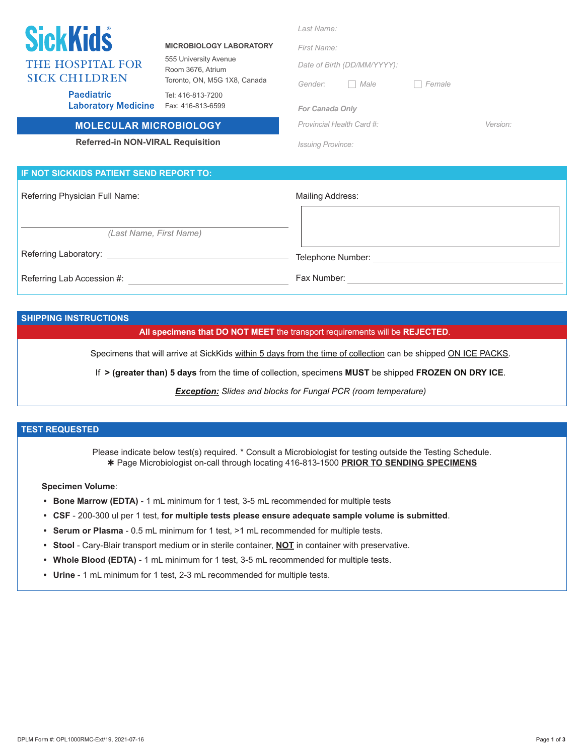**SickKids**
THE HOSPITAL FOR SICK CHILDREN
**Paediatric Laboratory Medicine**

**MICROBIOLOGY LABORATORY**
555 University Avenue
Room 3676, Atrium
Toronto, ON, M5G 1X8, Canada
Tel: 416-813-7200
Fax: 416-813-6599

## MOLECULAR MICROBIOLOGY

**Referred-in NON-VIRAL Requisition**

*Last Name:*

*First Name:*

*Date of Birth (DD/MM/YYYY):*

*Gender:* ☐ *Male* ☐ *Female*

***For Canada Only***

*Provincial Health Card #:* *Version:*

*Issuing Province:*

## IF NOT SICKKIDS PATIENT SEND REPORT TO:

Referring Physician Full Name: ______________________________
*(Last Name, First Name)*

Referring Laboratory: ______________________________

Referring Lab Accession #: ______________________________

Mailing Address:

Telephone Number: ______________________________

Fax Number: ______________________________

## SHIPPING INSTRUCTIONS

**All specimens that DO NOT MEET** the transport requirements will be **REJECTED**.

Specimens that will arrive at SickKids within 5 days from the time of collection can be shipped ON ICE PACKS.

If **> (greater than) 5 days** from the time of collection, specimens **MUST** be shipped **FROZEN ON DRY ICE**.

***Exception:*** *Slides and blocks for Fungal PCR (room temperature)*

## TEST REQUESTED

Please indicate below test(s) required. * Consult a Microbiologist for testing outside the Testing Schedule.
✱ Page Microbiologist on-call through locating 416-813-1500 **PRIOR TO SENDING SPECIMENS**

**Specimen Volume**:

- **Bone Marrow (EDTA)** - 1 mL minimum for 1 test, 3-5 mL recommended for multiple tests
- **CSF** - 200-300 ul per 1 test, **for multiple tests please ensure adequate sample volume is submitted**.
- **Serum or Plasma** - 0.5 mL minimum for 1 test, >1 mL recommended for multiple tests.
- **Stool** - Cary-Blair transport medium or in sterile container, **NOT** in container with preservative.
- **Whole Blood (EDTA)** - 1 mL minimum for 1 test, 3-5 mL recommended for multiple tests.
- **Urine** - 1 mL minimum for 1 test, 2-3 mL recommended for multiple tests.

DPLM Form #: OPL1000RMC-Ext/19, 2021-07-16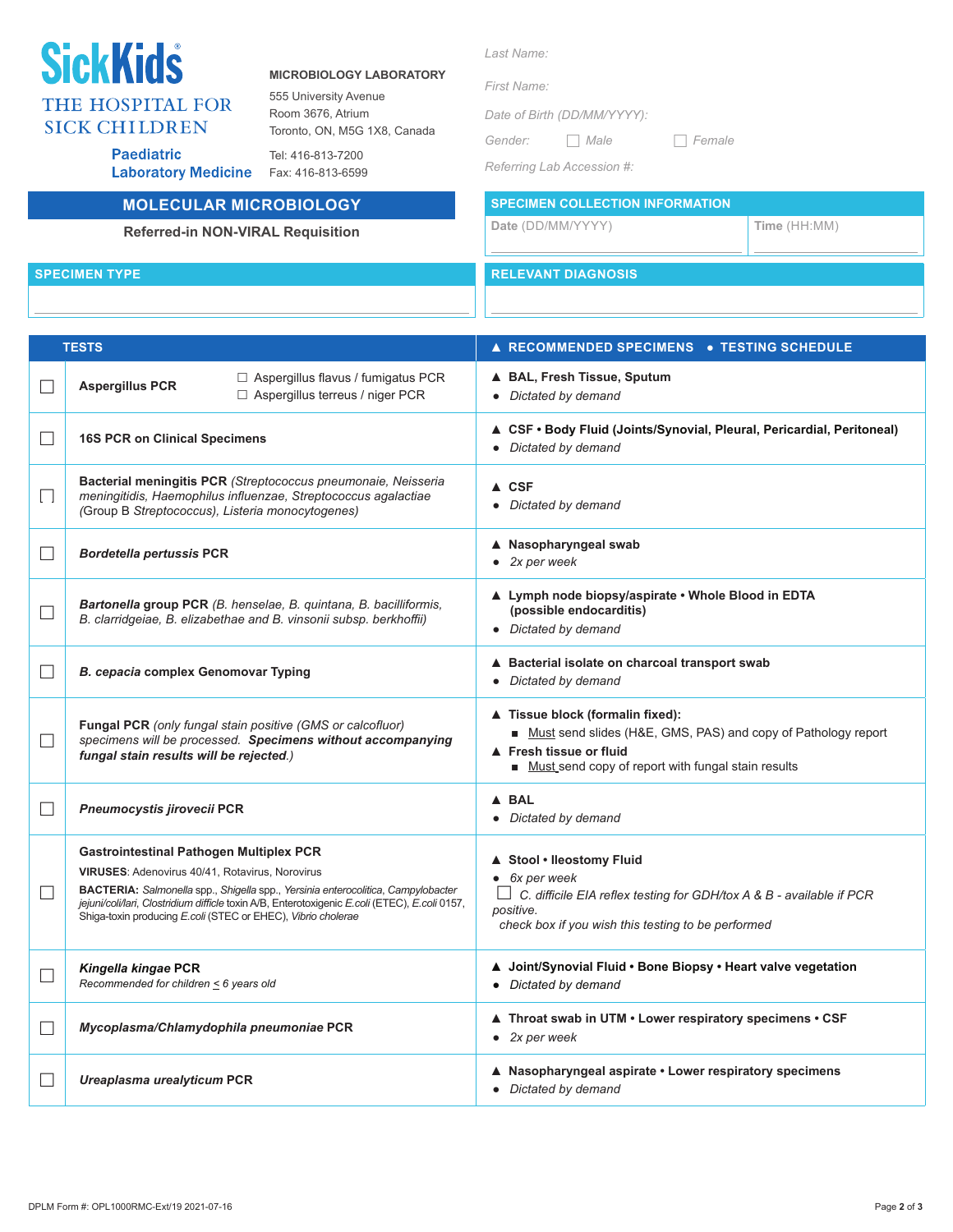**SickKids®**
THE HOSPITAL FOR SICK CHILDREN
Paediatric Laboratory Medicine

**MICROBIOLOGY LABORATORY**
555 University Avenue
Room 3676, Atrium
Toronto, ON, M5G 1X8, Canada

Tel: 416-813-7200
Fax: 416-813-6599

*Last Name:*

*First Name:*

*Date of Birth (DD/MM/YYYY):*

*Gender:* ☐ *Male* ☐ *Female*

*Referring Lab Accession #:*

## MOLECULAR MICROBIOLOGY

**Referred-in NON-VIRAL Requisition**

| SPECIMEN COLLECTION INFORMATION | |
|---|---|
| **Date** (DD/MM/YYYY) | **Time** (HH:MM) |
| | |

**SPECIMEN TYPE**

**RELEVANT DIAGNOSIS**

| | TESTS | ▲ RECOMMENDED SPECIMENS • TESTING SCHEDULE |
|---|---|---|
| ☐ | **Aspergillus PCR** ☐ Aspergillus flavus / fumigatus PCR ☐ Aspergillus terreus / niger PCR | ▲ **BAL, Fresh Tissue, Sputum** <br> • *Dictated by demand* |
| ☐ | **16S PCR on Clinical Specimens** | ▲ **CSF • Body Fluid (Joints/Synovial, Pleural, Pericardial, Peritoneal)** <br> • *Dictated by demand* |
| ☐ | **Bacterial meningitis PCR** *(Streptococcus pneumonaie, Neisseria meningitidis, Haemophilus influenzae, Streptococcus agalactiae (Group B Streptococcus), Listeria monocytogenes)* | ▲ **CSF** <br> • *Dictated by demand* |
| ☐ | ***Bordetella pertussis* PCR** | ▲ **Nasopharyngeal swab** <br> • *2x per week* |
| ☐ | ***Bartonella* group PCR** *(B. henselae, B. quintana, B. bacilliformis, B. clarridgeiae, B. elizabethae and B. vinsonii subsp. berkhoffii)* | ▲ **Lymph node biopsy/aspirate • Whole Blood in EDTA (possible endocarditis)** <br> • *Dictated by demand* |
| ☐ | ***B. cepacia* complex Genomovar Typing** | ▲ **Bacterial isolate on charcoal transport swab** <br> • *Dictated by demand* |
| ☐ | **Fungal PCR** *(only fungal stain positive (GMS or calcofluor) specimens will be processed.* ***Specimens without accompanying fungal stain results will be rejected.****)* | ▲ **Tissue block (formalin fixed):** <br> ■ Must send slides (H&E, GMS, PAS) and copy of Pathology report <br> ▲ **Fresh tissue or fluid** <br> ■ Must send copy of report with fungal stain results |
| ☐ | ***Pneumocystis jirovecii* PCR** | ▲ **BAL** <br> • *Dictated by demand* |
| ☐ | **Gastrointestinal Pathogen Multiplex PCR** <br> **VIRUSES**: Adenovirus 40/41, Rotavirus, Norovirus <br> **BACTERIA:** *Salmonella* spp., *Shigella* spp., *Yersinia enterocolitica*, *Campylobacter jejuni/coli/lari*, *Clostridium difficile* toxin A/B, Enterotoxigenic *E.coli* (ETEC), *E.coli* 0157, Shiga-toxin producing *E.coli* (STEC or EHEC), *Vibrio cholerae* | ▲ **Stool • Ileostomy Fluid** <br> • *6x per week* <br> ☐ *C. difficile EIA reflex testing for GDH/tox A & B - available if PCR positive.* <br> *check box if you wish this testing to be performed* |
| ☐ | ***Kingella kingae* PCR** <br> *Recommended for children ≤ 6 years old* | ▲ **Joint/Synovial Fluid • Bone Biopsy • Heart valve vegetation** <br> • *Dictated by demand* |
| ☐ | ***Mycoplasma/Chlamydophila pneumoniae* PCR** | ▲ **Throat swab in UTM • Lower respiratory specimens • CSF** <br> • *2x per week* |
| ☐ | ***Ureaplasma urealyticum* PCR** | ▲ **Nasopharyngeal aspirate • Lower respiratory specimens** <br> • *Dictated by demand* |

DPLM Form #: OPL1000RMC-Ext/19 2021-07-16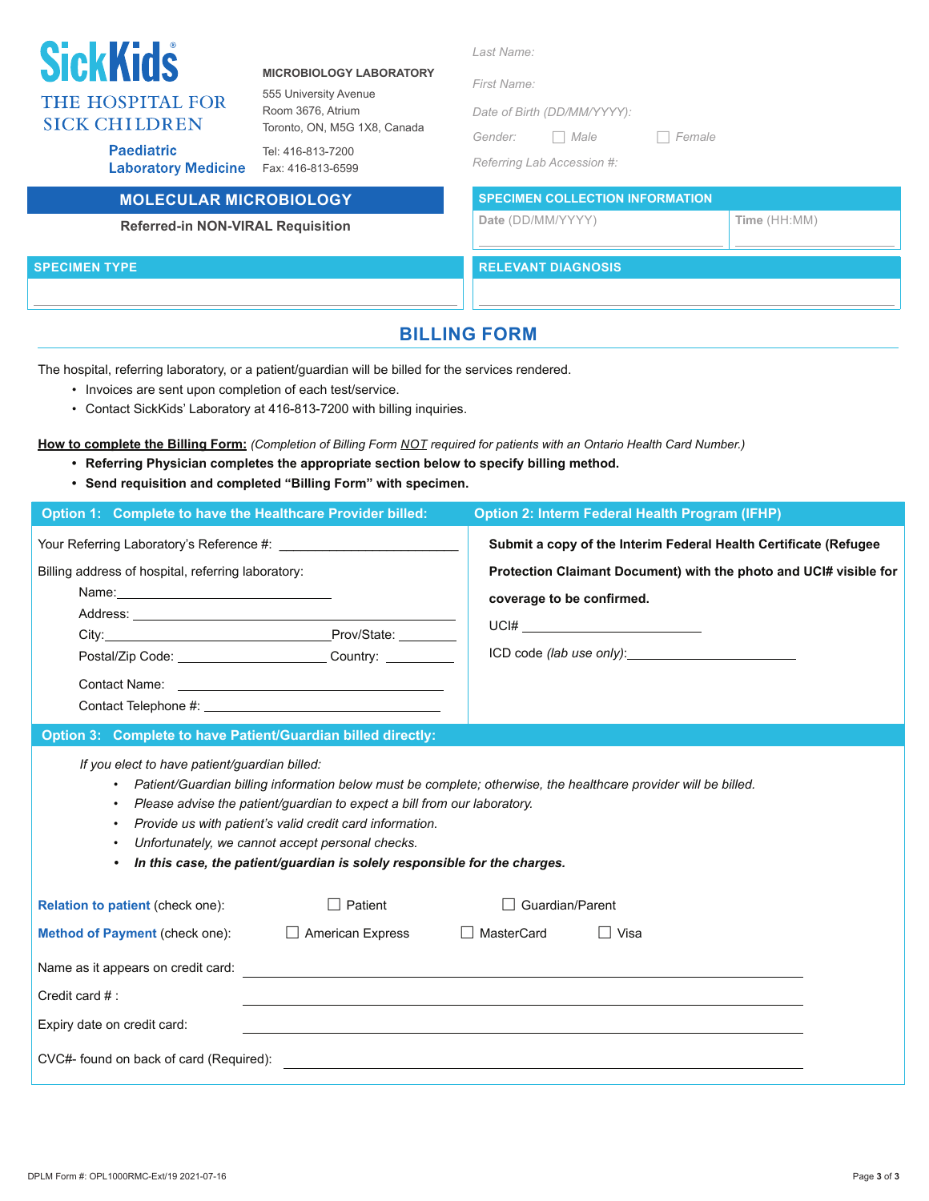**SickKids**
THE HOSPITAL FOR SICK CHILDREN
Paediatric Laboratory Medicine

**MICROBIOLOGY LABORATORY**
555 University Avenue
Room 3676, Atrium
Toronto, ON, M5G 1X8, Canada

Tel: 416-813-7200
Fax: 416-813-6599

*Last Name:*

*First Name:*

*Date of Birth (DD/MM/YYYY):*

*Gender:* ☐ *Male* ☐ *Female*

*Referring Lab Accession #:*

## MOLECULAR MICROBIOLOGY

**Referred-in NON-VIRAL Requisition**

| SPECIMEN COLLECTION INFORMATION | |
|---|---|
| **Date** (DD/MM/YYYY) | **Time** (HH:MM) |

**SPECIMEN TYPE**

**RELEVANT DIAGNOSIS**

## BILLING FORM

The hospital, referring laboratory, or a patient/guardian will be billed for the services rendered.

- Invoices are sent upon completion of each test/service.
- Contact SickKids' Laboratory at 416-813-7200 with billing inquiries.

**How to complete the Billing Form:** *(Completion of Billing Form NOT required for patients with an Ontario Health Card Number.)*

- **Referring Physician completes the appropriate section below to specify billing method.**
- **Send requisition and completed "Billing Form" with specimen.**

### Option 1: Complete to have the Healthcare Provider billed:

Your Referring Laboratory's Reference #: ______________________

Billing address of hospital, referring laboratory:

Name: ______________________

Address: ______________________

City: ______________________ Prov/State: __________

Postal/Zip Code: ______________________ Country: __________

Contact Name: ______________________

Contact Telephone #: ______________________

### Option 2: Interm Federal Health Program (IFHP)

**Submit a copy of the Interim Federal Health Certificate (Refugee Protection Claimant Document) with the photo and UCI# visible for coverage to be confirmed.**

UCI# ______________________

ICD code *(lab use only)*: ______________________

### Option 3: Complete to have Patient/Guardian billed directly:

*If you elect to have patient/guardian billed:*

- *Patient/Guardian billing information below must be complete; otherwise, the healthcare provider will be billed.*
- *Please advise the patient/guardian to expect a bill from our laboratory.*
- *Provide us with patient's valid credit card information.*
- *Unfortunately, we cannot accept personal checks.*
- ***In this case, the patient/guardian is solely responsible for the charges.***

**Relation to patient** (check one): ☐ Patient ☐ Guardian/Parent

**Method of Payment** (check one): ☐ American Express ☐ MasterCard ☐ Visa

Name as it appears on credit card: ______________________

Credit card # : ______________________

Expiry date on credit card: ______________________

CVC#- found on back of card (Required): ______________________

DPLM Form #: OPL1000RMC-Ext/19 2021-07-16